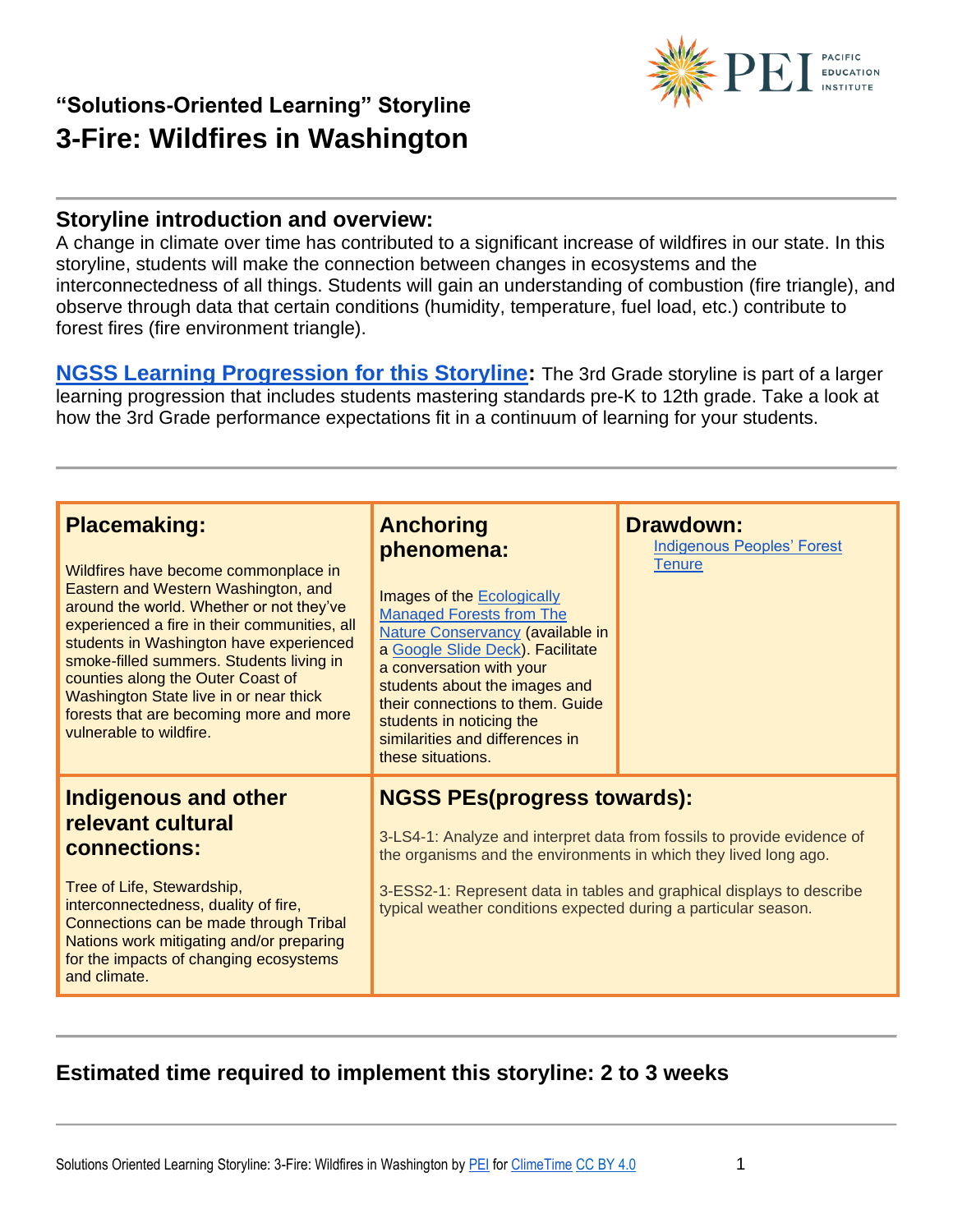## "Solutions-Oriented Learning" Storyline

# 3-Fire: Wildfires in Washington

## Storyline introduction and overview:

A change in climate over time has contributed to a significant increase of wildfires in our state. In this storyline, students will make the connection between changes in ecosystems and the interconnectedness of all things. Students will gain an understanding of combustion (fire triangle), and observe through data that certain conditions (humidity, temperature, fuel load, etc.) contribute to forest fires (fire environment triangle).

**NGSS Learning Progression for this Storyline:** The 3rd Grade storyline is part of a larger learning progression that includes students mastering standards pre-K to 12th grade. Take a look at how the 3rd Grade performance expectations fit in a continuum of learning for your students.

| **Placemaking:** | **Anchoring phenomena:** | **Drawdown:** |
|---|---|---|
| Wildfires have become commonplace in Eastern and Western Washington, and around the world. Whether or not they've experienced a fire in their communities, all students in Washington have experienced smoke-filled summers. Students living in counties along the Outer Coast of Washington State live in or near thick forests that are becoming more and more vulnerable to wildfire. | Images of the Ecologically Managed Forests from The Nature Conservancy (available in a Google Slide Deck). Facilitate a conversation with your students about the images and their connections to them. Guide students in noticing the similarities and differences in these situations. | Indigenous Peoples' Forest Tenure |
| **Indigenous and other relevant cultural connections:** Tree of Life, Stewardship, interconnectedness, duality of fire, Connections can be made through Tribal Nations work mitigating and/or preparing for the impacts of changing ecosystems and climate. | **NGSS PEs(progress towards):** 3-LS4-1: Analyze and interpret data from fossils to provide evidence of the organisms and the environments in which they lived long ago. 3-ESS2-1: Represent data in tables and graphical displays to describe typical weather conditions expected during a particular season. | |

### Estimated time required to implement this storyline: 2 to 3 weeks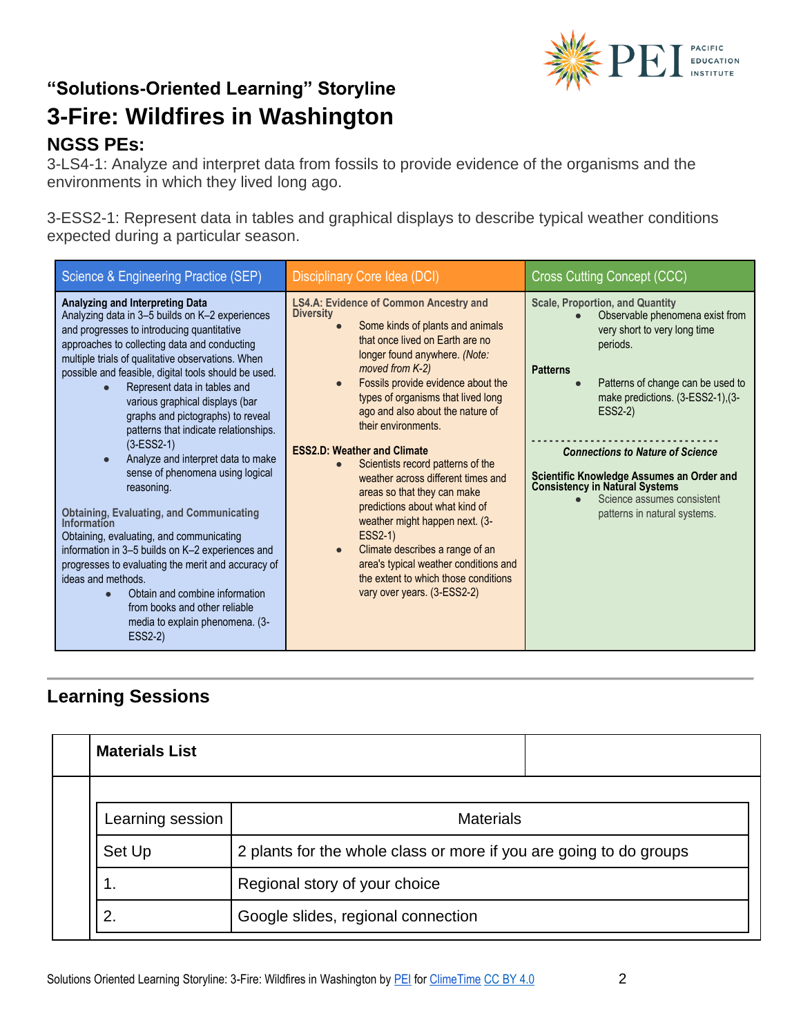## "Solutions-Oriented Learning" Storyline

# 3-Fire: Wildfires in Washington

## NGSS PEs:

3-LS4-1: Analyze and interpret data from fossils to provide evidence of the organisms and the environments in which they lived long ago.

3-ESS2-1: Represent data in tables and graphical displays to describe typical weather conditions expected during a particular season.

| Science & Engineering Practice (SEP) | Disciplinary Core Idea (DCI) | Cross Cutting Concept (CCC) |
|---|---|---|
| **Analyzing and Interpreting Data**<br>Analyzing data in 3–5 builds on K–2 experiences and progresses to introducing quantitative approaches to collecting data and conducting multiple trials of qualitative observations. When possible and feasible, digital tools should be used.<br>• Represent data in tables and various graphical displays (bar graphs and pictographs) to reveal patterns that indicate relationships. (3-ESS2-1)<br>• Analyze and interpret data to make sense of phenomena using logical reasoning.<br><br>**Obtaining, Evaluating, and Communicating Information**<br>Obtaining, evaluating, and communicating information in 3–5 builds on K–2 experiences and progresses to evaluating the merit and accuracy of ideas and methods.<br>• Obtain and combine information from books and other reliable media to explain phenomena. (3-ESS2-2) | **LS4.A: Evidence of Common Ancestry and Diversity**<br>• Some kinds of plants and animals that once lived on Earth are no longer found anywhere. *(Note: moved from K-2)*<br>• Fossils provide evidence about the types of organisms that lived long ago and also about the nature of their environments.<br><br>**ESS2.D: Weather and Climate**<br>• Scientists record patterns of the weather across different times and areas so that they can make predictions about what kind of weather might happen next. (3-ESS2-1)<br>• Climate describes a range of an area's typical weather conditions and the extent to which those conditions vary over years. (3-ESS2-2) | **Scale, Proportion, and Quantity**<br>• Observable phenomena exist from very short to very long time periods.<br><br>**Patterns**<br>• Patterns of change can be used to make predictions. (3-ESS2-1),(3-ESS2-2)<br><br>- - - - - - - - - - - - - - - -<br>***Connections to Nature of Science***<br><br>**Scientific Knowledge Assumes an Order and Consistency in Natural Systems**<br>• Science assumes consistent patterns in natural systems. |

## Learning Sessions

**Materials List**

| Learning session | Materials |
|---|---|
| Set Up | 2 plants for the whole class or more if you are going to do groups |
| 1. | Regional story of your choice |
| 2. | Google slides, regional connection |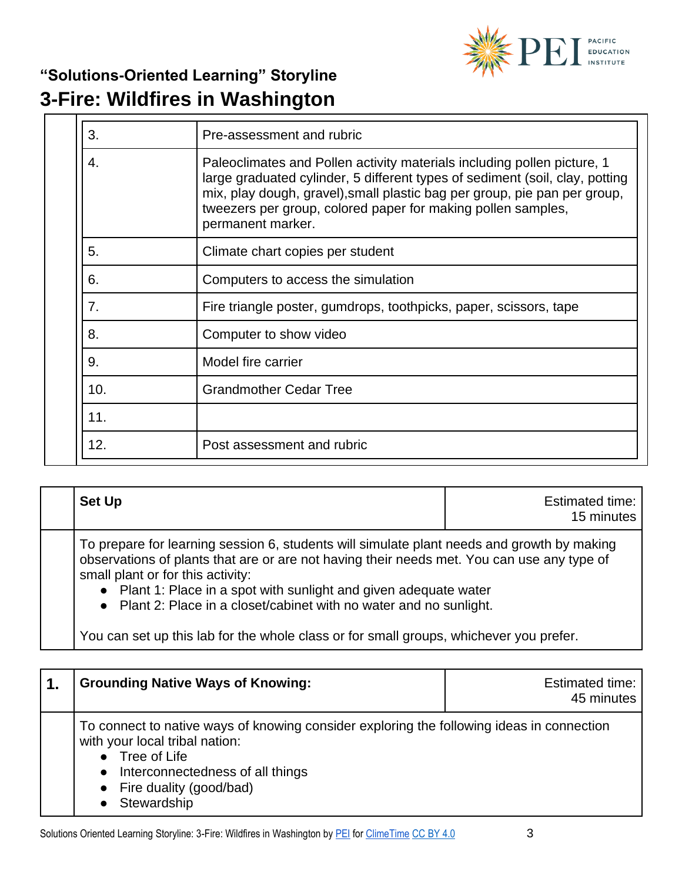## "Solutions-Oriented Learning" Storyline

# 3-Fire: Wildfires in Washington

| | |
|---|---|
| 3. | Pre-assessment and rubric |
| 4. | Paleoclimates and Pollen activity materials including pollen picture, 1 large graduated cylinder, 5 different types of sediment (soil, clay, potting mix, play dough, gravel),small plastic bag per group, pie pan per group, tweezers per group, colored paper for making pollen samples, permanent marker. |
| 5. | Climate chart copies per student |
| 6. | Computers to access the simulation |
| 7. | Fire triangle poster, gumdrops, toothpicks, paper, scissors, tape |
| 8. | Computer to show video |
| 9. | Model fire carrier |
| 10. | Grandmother Cedar Tree |
| 11. | |
| 12. | Post assessment and rubric |

| | **Set Up** | Estimated time: 15 minutes |
|---|---|---|

To prepare for learning session 6, students will simulate plant needs and growth by making observations of plants that are or are not having their needs met. You can use any type of small plant or for this activity:

- Plant 1: Place in a spot with sunlight and given adequate water
- Plant 2: Place in a closet/cabinet with no water and no sunlight.

You can set up this lab for the whole class or for small groups, whichever you prefer.

| **1.** | **Grounding Native Ways of Knowing:** | Estimated time: 45 minutes |
|---|---|---|

To connect to native ways of knowing consider exploring the following ideas in connection with your local tribal nation:

- Tree of Life
- Interconnectedness of all things
- Fire duality (good/bad)
- Stewardship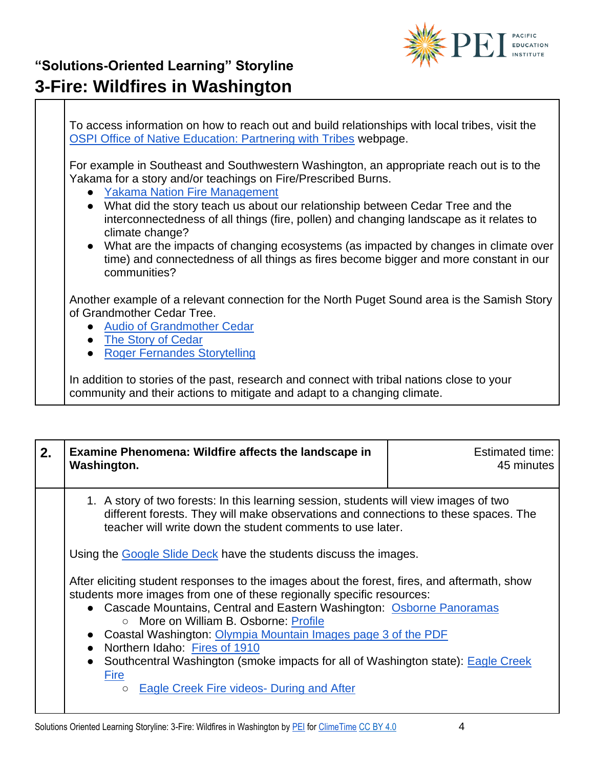To access information on how to reach out and build relationships with local tribes, visit the OSPI Office of Native Education: Partnering with Tribes webpage.

For example in Southeast and Southwestern Washington, an appropriate reach out is to the Yakama for a story and/or teachings on Fire/Prescribed Burns.

- Yakama Nation Fire Management
- What did the story teach us about our relationship between Cedar Tree and the interconnectedness of all things (fire, pollen) and changing landscape as it relates to climate change?
- What are the impacts of changing ecosystems (as impacted by changes in climate over time) and connectedness of all things as fires become bigger and more constant in our communities?

Another example of a relevant connection for the North Puget Sound area is the Samish Story of Grandmother Cedar Tree.

- Audio of Grandmother Cedar
- The Story of Cedar
- Roger Fernandes Storytelling

In addition to stories of the past, research and connect with tribal nations close to your community and their actions to mitigate and adapt to a changing climate.

| 2. | **Examine Phenomena: Wildfire affects the landscape in Washington.** | Estimated time: 45 minutes |
|---|---|---|

1. A story of two forests: In this learning session, students will view images of two different forests. They will make observations and connections to these spaces. The teacher will write down the student comments to use later.

Using the Google Slide Deck have the students discuss the images.

After eliciting student responses to the images about the forest, fires, and aftermath, show students more images from one of these regionally specific resources:

- Cascade Mountains, Central and Eastern Washington: Osborne Panoramas
  - More on William B. Osborne: Profile
- Coastal Washington: Olympia Mountain Images page 3 of the PDF
- Northern Idaho: Fires of 1910
- Southcentral Washington (smoke impacts for all of Washington state): Eagle Creek Fire
  - Eagle Creek Fire videos- During and After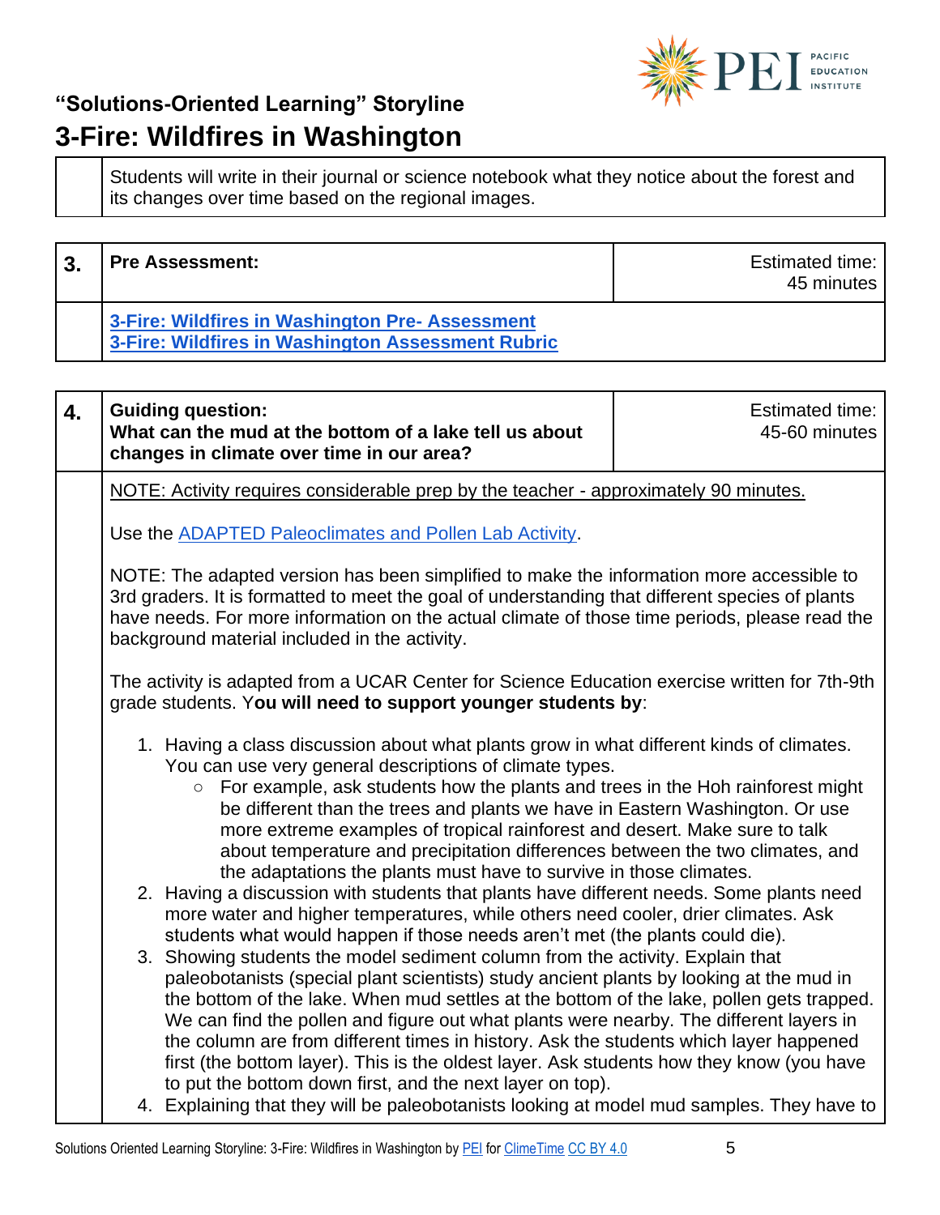## "Solutions-Oriented Learning" Storyline

# 3-Fire: Wildfires in Washington

Students will write in their journal or science notebook what they notice about the forest and its changes over time based on the regional images.

| 3. | **Pre Assessment:** | Estimated time: 45 minutes |
|---|---|---|
| | [3-Fire: Wildfires in Washington Pre- Assessment](#) <br> [3-Fire: Wildfires in Washington Assessment Rubric](#) | |

| 4. | **Guiding question: What can the mud at the bottom of a lake tell us about changes in climate over time in our area?** | Estimated time: 45-60 minutes |
|---|---|---|

NOTE: Activity requires considerable prep by the teacher - approximately 90 minutes.

Use the ADAPTED Paleoclimates and Pollen Lab Activity.

NOTE: The adapted version has been simplified to make the information more accessible to 3rd graders. It is formatted to meet the goal of understanding that different species of plants have needs. For more information on the actual climate of those time periods, please read the background material included in the activity.

The activity is adapted from a UCAR Center for Science Education exercise written for 7th-9th grade students. Y**ou will need to support younger students by**:

1. Having a class discussion about what plants grow in what different kinds of climates. You can use very general descriptions of climate types.
   - For example, ask students how the plants and trees in the Hoh rainforest might be different than the trees and plants we have in Eastern Washington. Or use more extreme examples of tropical rainforest and desert. Make sure to talk about temperature and precipitation differences between the two climates, and the adaptations the plants must have to survive in those climates.
2. Having a discussion with students that plants have different needs. Some plants need more water and higher temperatures, while others need cooler, drier climates. Ask students what would happen if those needs aren't met (the plants could die).
3. Showing students the model sediment column from the activity. Explain that paleobotanists (special plant scientists) study ancient plants by looking at the mud in the bottom of the lake. When mud settles at the bottom of the lake, pollen gets trapped. We can find the pollen and figure out what plants were nearby. The different layers in the column are from different times in history. Ask the students which layer happened first (the bottom layer). This is the oldest layer. Ask students how they know (you have to put the bottom down first, and the next layer on top).
4. Explaining that they will be paleobotanists looking at model mud samples. They have to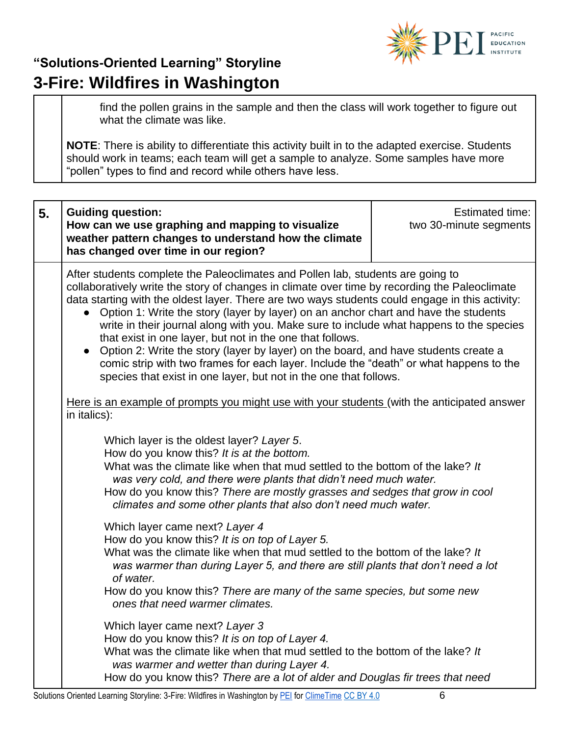find the pollen grains in the sample and then the class will work together to figure out what the climate was like.

**NOTE**: There is ability to differentiate this activity built in to the adapted exercise. Students should work in teams; each team will get a sample to analyze. Some samples have more "pollen" types to find and record while others have less.

| 5. | **Guiding question:** **How can we use graphing and mapping to visualize weather pattern changes to understand how the climate has changed over time in our region?** | Estimated time: two 30-minute segments |
|---|---|---|

After students complete the Paleoclimates and Pollen lab, students are going to collaboratively write the story of changes in climate over time by recording the Paleoclimate data starting with the oldest layer. There are two ways students could engage in this activity:

- Option 1: Write the story (layer by layer) on an anchor chart and have the students write in their journal along with you. Make sure to include what happens to the species that exist in one layer, but not in the one that follows.
- Option 2: Write the story (layer by layer) on the board, and have students create a comic strip with two frames for each layer. Include the "death" or what happens to the species that exist in one layer, but not in the one that follows.

Here is an example of prompts you might use with your students (with the anticipated answer in italics):

Which layer is the oldest layer? *Layer 5*.
How do you know this? *It is at the bottom.*
What was the climate like when that mud settled to the bottom of the lake? *It was very cold, and there were plants that didn't need much water.*
How do you know this? *There are mostly grasses and sedges that grow in cool climates and some other plants that also don't need much water.*

Which layer came next? *Layer 4*
How do you know this? *It is on top of Layer 5.*
What was the climate like when that mud settled to the bottom of the lake? *It was warmer than during Layer 5, and there are still plants that don't need a lot of water.*
How do you know this? *There are many of the same species, but some new ones that need warmer climates.*

Which layer came next? *Layer 3*
How do you know this? *It is on top of Layer 4.*
What was the climate like when that mud settled to the bottom of the lake? *It was warmer and wetter than during Layer 4.*
How do you know this? *There are a lot of alder and Douglas fir trees that need*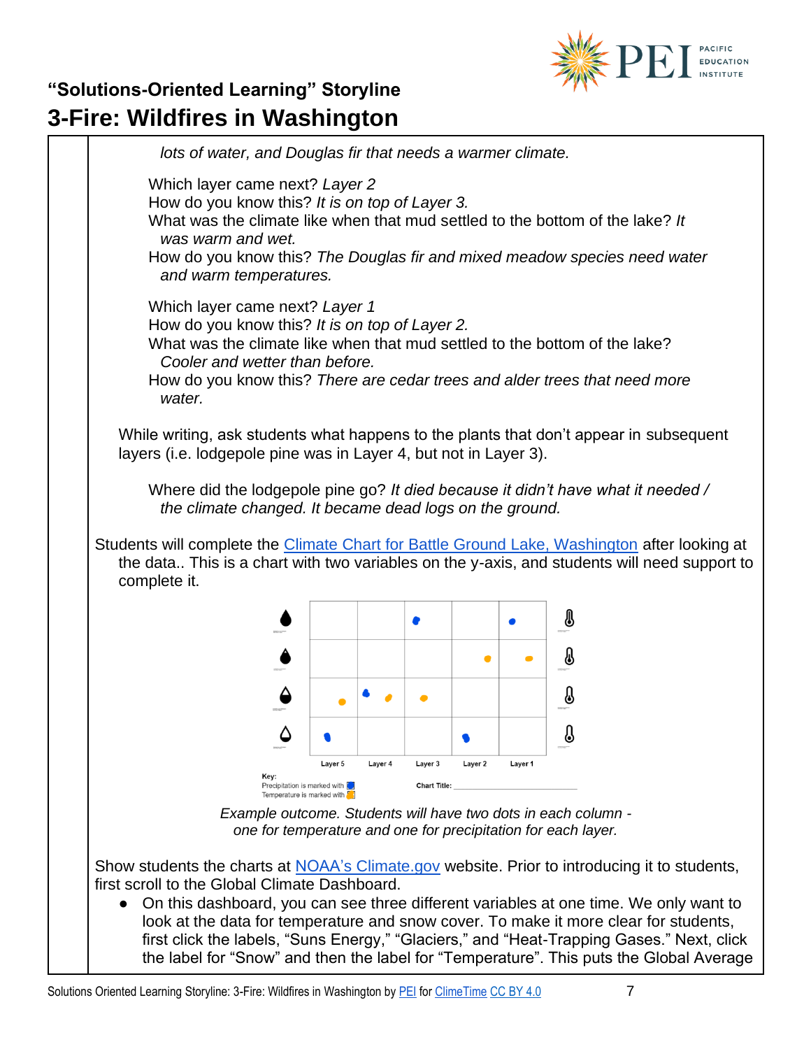*lots of water, and Douglas fir that needs a warmer climate.*

Which layer came next? *Layer 2*
How do you know this? *It is on top of Layer 3.*
What was the climate like when that mud settled to the bottom of the lake? *It was warm and wet.*
How do you know this? *The Douglas fir and mixed meadow species need water and warm temperatures.*

Which layer came next? *Layer 1*
How do you know this? *It is on top of Layer 2.*
What was the climate like when that mud settled to the bottom of the lake? *Cooler and wetter than before.*
How do you know this? *There are cedar trees and alder trees that need more water.*

While writing, ask students what happens to the plants that don't appear in subsequent layers (i.e. lodgepole pine was in Layer 4, but not in Layer 3).

Where did the lodgepole pine go? *It died because it didn't have what it needed / the climate changed. It became dead logs on the ground.*

Students will complete the [Climate Chart for Battle Ground Lake, Washington]() after looking at the data.. This is a chart with two variables on the y-axis, and students will need support to complete it.

| | Layer 5 | Layer 4 | Layer 3 | Layer 2 | Layer 1 |
|---|---|---|---|---|---|
| Row 1 (highest) | | | Precipitation | | Precipitation |
| Row 2 | | | | Temperature | Temperature |
| Row 3 | Temperature | Precipitation, Temperature | Temperature | | |
| Row 4 (lowest) | Precipitation | | | Precipitation | |

Key:
Precipitation is marked with (blue)
Temperature is marked with (orange)

Chart Title: ____________________

*Example outcome. Students will have two dots in each column - one for temperature and one for precipitation for each layer.*

Show students the charts at [NOAA's Climate.gov]() website. Prior to introducing it to students, first scroll to the Global Climate Dashboard.

- On this dashboard, you can see three different variables at one time. We only want to look at the data for temperature and snow cover. To make it more clear for students, first click the labels, "Suns Energy," "Glaciers," and "Heat-Trapping Gases." Next, click the label for "Snow" and then the label for "Temperature". This puts the Global Average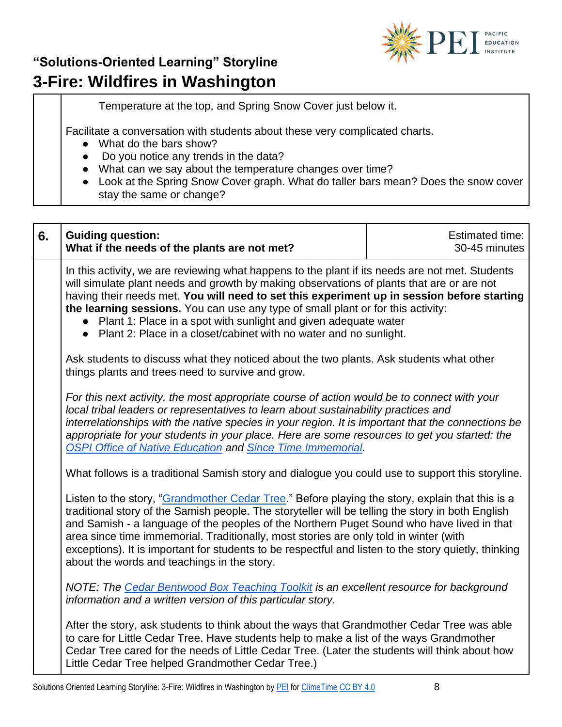Temperature at the top, and Spring Snow Cover just below it.

Facilitate a conversation with students about these very complicated charts.

- What do the bars show?
- Do you notice any trends in the data?
- What can we say about the temperature changes over time?
- Look at the Spring Snow Cover graph. What do taller bars mean? Does the snow cover stay the same or change?

| 6. | **Guiding question:** **What if the needs of the plants are not met?** | Estimated time: 30-45 minutes |
|---|---|---|

In this activity, we are reviewing what happens to the plant if its needs are not met. Students will simulate plant needs and growth by making observations of plants that are or are not having their needs met. **You will need to set this experiment up in session before starting the learning sessions.** You can use any type of small plant or for this activity:

- Plant 1: Place in a spot with sunlight and given adequate water
- Plant 2: Place in a closet/cabinet with no water and no sunlight.

Ask students to discuss what they noticed about the two plants. Ask students what other things plants and trees need to survive and grow.

*For this next activity, the most appropriate course of action would be to connect with your local tribal leaders or representatives to learn about sustainability practices and interrelationships with the native species in your region. It is important that the connections be appropriate for your students in your place. Here are some resources to get you started: the OSPI Office of Native Education and Since Time Immemorial.*

What follows is a traditional Samish story and dialogue you could use to support this storyline.

Listen to the story, "Grandmother Cedar Tree." Before playing the story, explain that this is a traditional story of the Samish people. The storyteller will be telling the story in both English and Samish - a language of the peoples of the Northern Puget Sound who have lived in that area since time immemorial. Traditionally, most stories are only told in winter (with exceptions). It is important for students to be respectful and listen to the story quietly, thinking about the words and teachings in the story.

*NOTE: The Cedar Bentwood Box Teaching Toolkit is an excellent resource for background information and a written version of this particular story.*

After the story, ask students to think about the ways that Grandmother Cedar Tree was able to care for Little Cedar Tree. Have students help to make a list of the ways Grandmother Cedar Tree cared for the needs of Little Cedar Tree. (Later the students will think about how Little Cedar Tree helped Grandmother Cedar Tree.)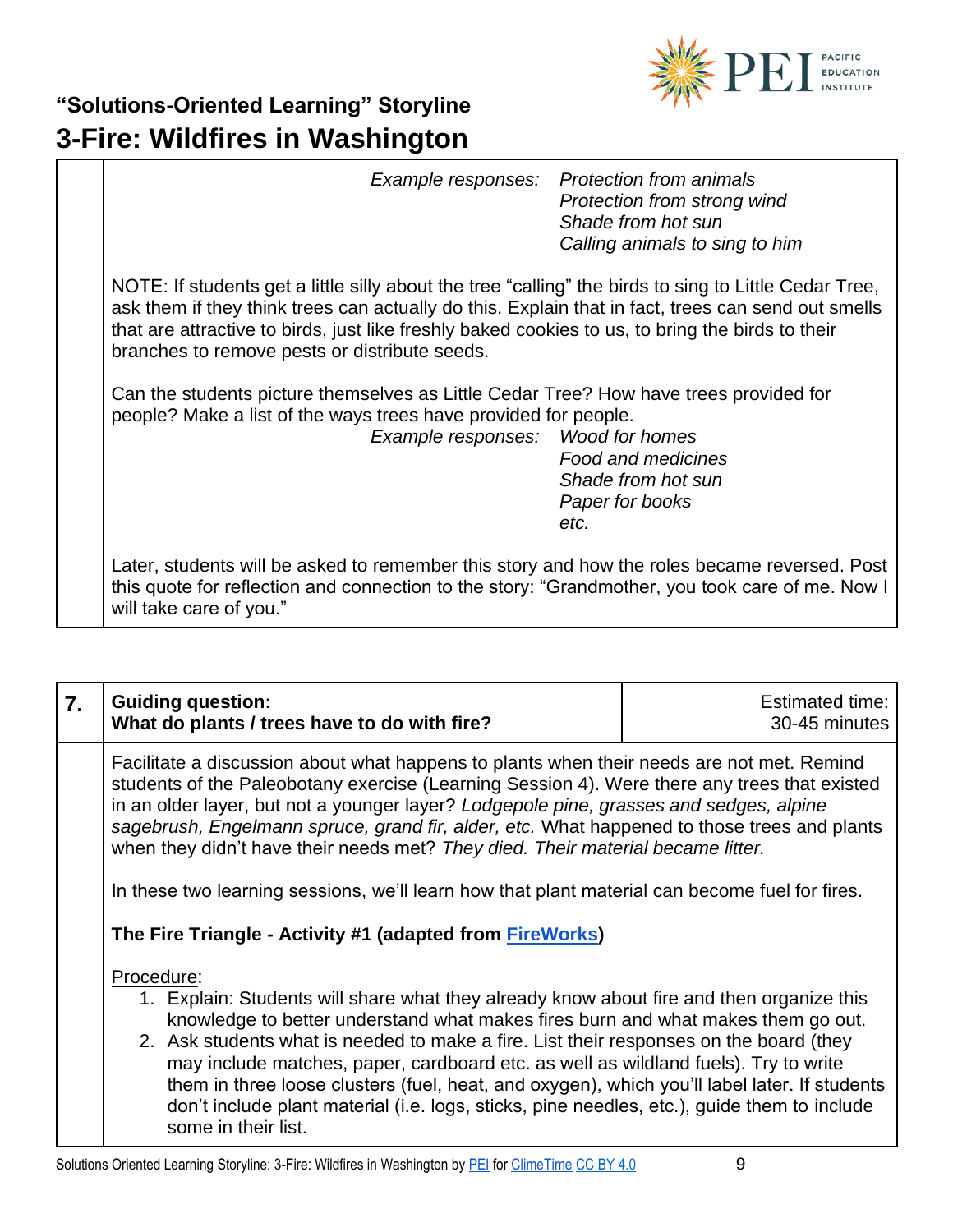## "Solutions-Oriented Learning" Storyline

# 3-Fire: Wildfires in Washington

*Example responses:*
*Protection from animals*
*Protection from strong wind*
*Shade from hot sun*
*Calling animals to sing to him*

NOTE: If students get a little silly about the tree "calling" the birds to sing to Little Cedar Tree, ask them if they think trees can actually do this. Explain that in fact, trees can send out smells that are attractive to birds, just like freshly baked cookies to us, to bring the birds to their branches to remove pests or distribute seeds.

Can the students picture themselves as Little Cedar Tree? How have trees provided for people? Make a list of the ways trees have provided for people.

*Example responses:*
*Wood for homes*
*Food and medicines*
*Shade from hot sun*
*Paper for books*
*etc.*

Later, students will be asked to remember this story and how the roles became reversed. Post this quote for reflection and connection to the story: "Grandmother, you took care of me. Now I will take care of you."

| 7. | **Guiding question:** **What do plants / trees have to do with fire?** | Estimated time: 30-45 minutes |
|---|---|---|

Facilitate a discussion about what happens to plants when their needs are not met. Remind students of the Paleobotany exercise (Learning Session 4). Were there any trees that existed in an older layer, but not a younger layer? *Lodgepole pine, grasses and sedges, alpine sagebrush, Engelmann spruce, grand fir, alder, etc.* What happened to those trees and plants when they didn't have their needs met? *They died. Their material became litter.*

In these two learning sessions, we'll learn how that plant material can become fuel for fires.

**The Fire Triangle - Activity #1 (adapted from FireWorks)**

Procedure:

1. Explain: Students will share what they already know about fire and then organize this knowledge to better understand what makes fires burn and what makes them go out.
2. Ask students what is needed to make a fire. List their responses on the board (they may include matches, paper, cardboard etc. as well as wildland fuels). Try to write them in three loose clusters (fuel, heat, and oxygen), which you'll label later. If students don't include plant material (i.e. logs, sticks, pine needles, etc.), guide them to include some in their list.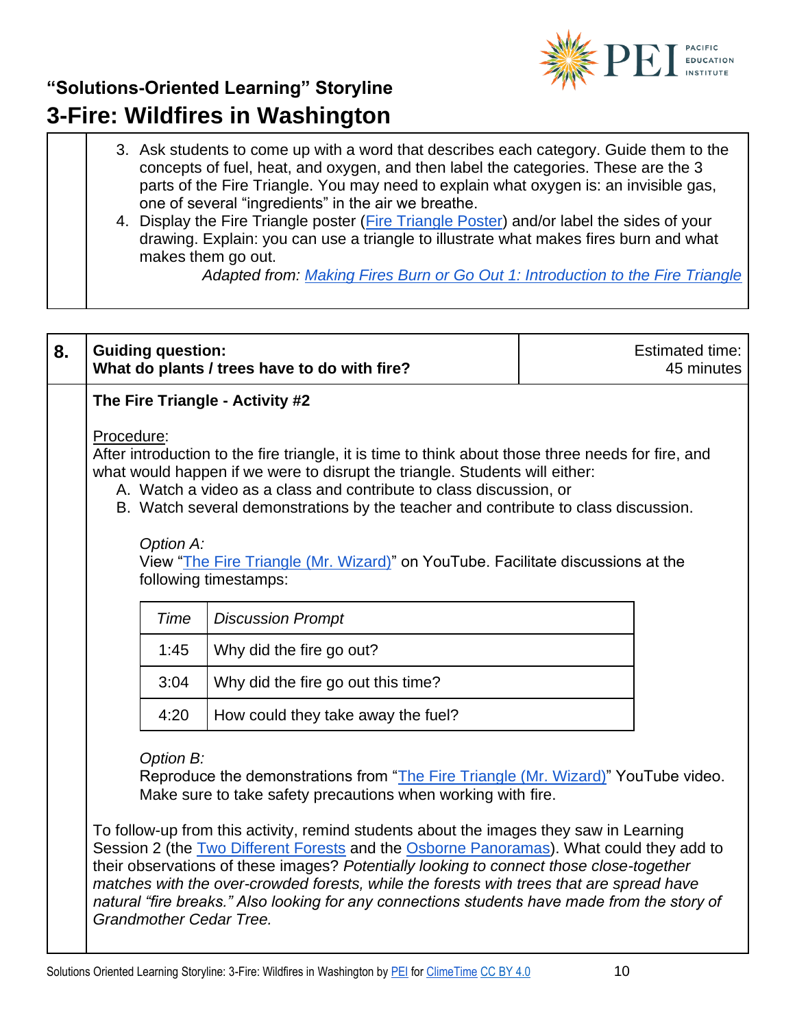3. Ask students to come up with a word that describes each category. Guide them to the concepts of fuel, heat, and oxygen, and then label the categories. These are the 3 parts of the Fire Triangle. You may need to explain what oxygen is: an invisible gas, one of several "ingredients" in the air we breathe.
4. Display the Fire Triangle poster (Fire Triangle Poster) and/or label the sides of your drawing. Explain: you can use a triangle to illustrate what makes fires burn and what makes them go out.

*Adapted from: Making Fires Burn or Go Out 1: Introduction to the Fire Triangle*

---

**8.** **Guiding question:**
**What do plants / trees have to do with fire?**

Estimated time: 45 minutes

**The Fire Triangle - Activity #2**

Procedure:

After introduction to the fire triangle, it is time to think about those three needs for fire, and what would happen if we were to disrupt the triangle. Students will either:

A. Watch a video as a class and contribute to class discussion, or
B. Watch several demonstrations by the teacher and contribute to class discussion.

*Option A:*

View "The Fire Triangle (Mr. Wizard)" on YouTube. Facilitate discussions at the following timestamps:

| *Time* | *Discussion Prompt* |
|---|---|
| 1:45 | Why did the fire go out? |
| 3:04 | Why did the fire go out this time? |
| 4:20 | How could they take away the fuel? |

*Option B:*

Reproduce the demonstrations from "The Fire Triangle (Mr. Wizard)" YouTube video. Make sure to take safety precautions when working with fire.

To follow-up from this activity, remind students about the images they saw in Learning Session 2 (the Two Different Forests and the Osborne Panoramas). What could they add to their observations of these images? *Potentially looking to connect those close-together matches with the over-crowded forests, while the forests with trees that are spread have natural "fire breaks." Also looking for any connections students have made from the story of Grandmother Cedar Tree.*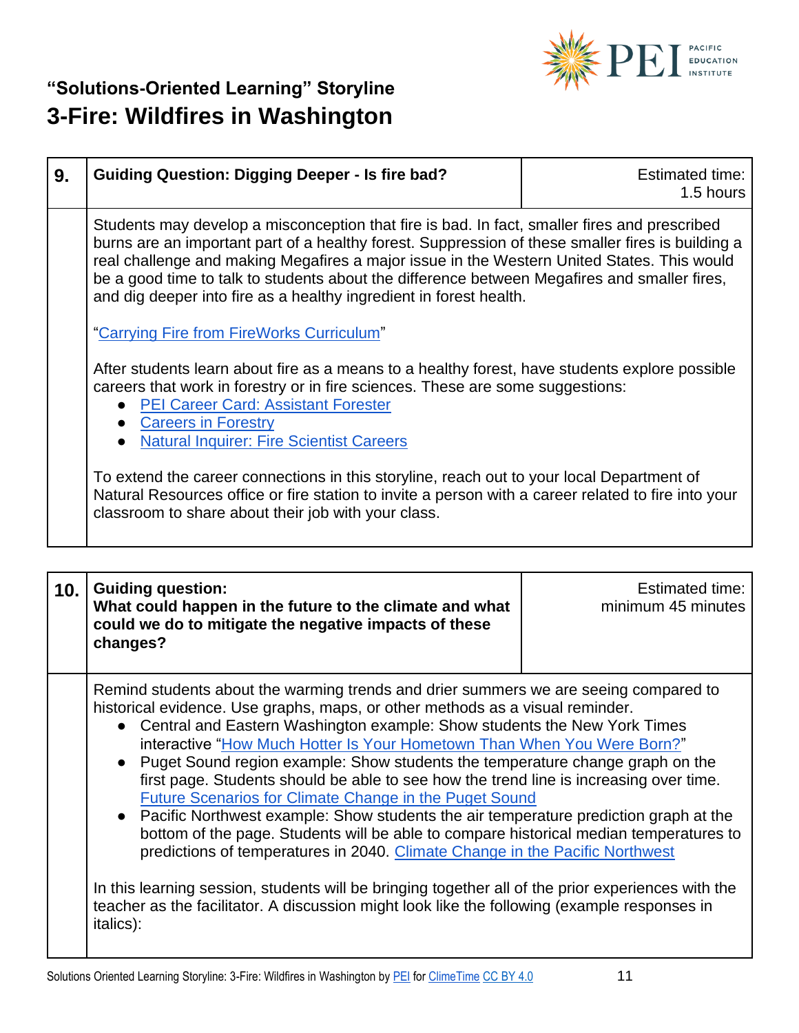| 9. | **Guiding Question: Digging Deeper - Is fire bad?** | Estimated time: 1.5 hours |
|---|---|---|

Students may develop a misconception that fire is bad. In fact, smaller fires and prescribed burns are an important part of a healthy forest. Suppression of these smaller fires is building a real challenge and making Megafires a major issue in the Western United States. This would be a good time to talk to students about the difference between Megafires and smaller fires, and dig deeper into fire as a healthy ingredient in forest health.

"Carrying Fire from FireWorks Curriculum"

After students learn about fire as a means to a healthy forest, have students explore possible careers that work in forestry or in fire sciences. These are some suggestions:

- PEI Career Card: Assistant Forester
- Careers in Forestry
- Natural Inquirer: Fire Scientist Careers

To extend the career connections in this storyline, reach out to your local Department of Natural Resources office or fire station to invite a person with a career related to fire into your classroom to share about their job with your class.

| 10. | **Guiding question: What could happen in the future to the climate and what could we do to mitigate the negative impacts of these changes?** | Estimated time: minimum 45 minutes |
|---|---|---|

Remind students about the warming trends and drier summers we are seeing compared to historical evidence. Use graphs, maps, or other methods as a visual reminder.

- Central and Eastern Washington example: Show students the New York Times interactive "How Much Hotter Is Your Hometown Than When You Were Born?"
- Puget Sound region example: Show students the temperature change graph on the first page. Students should be able to see how the trend line is increasing over time. Future Scenarios for Climate Change in the Puget Sound
- Pacific Northwest example: Show students the air temperature prediction graph at the bottom of the page. Students will be able to compare historical median temperatures to predictions of temperatures in 2040. Climate Change in the Pacific Northwest

In this learning session, students will be bringing together all of the prior experiences with the teacher as the facilitator. A discussion might look like the following (example responses in italics):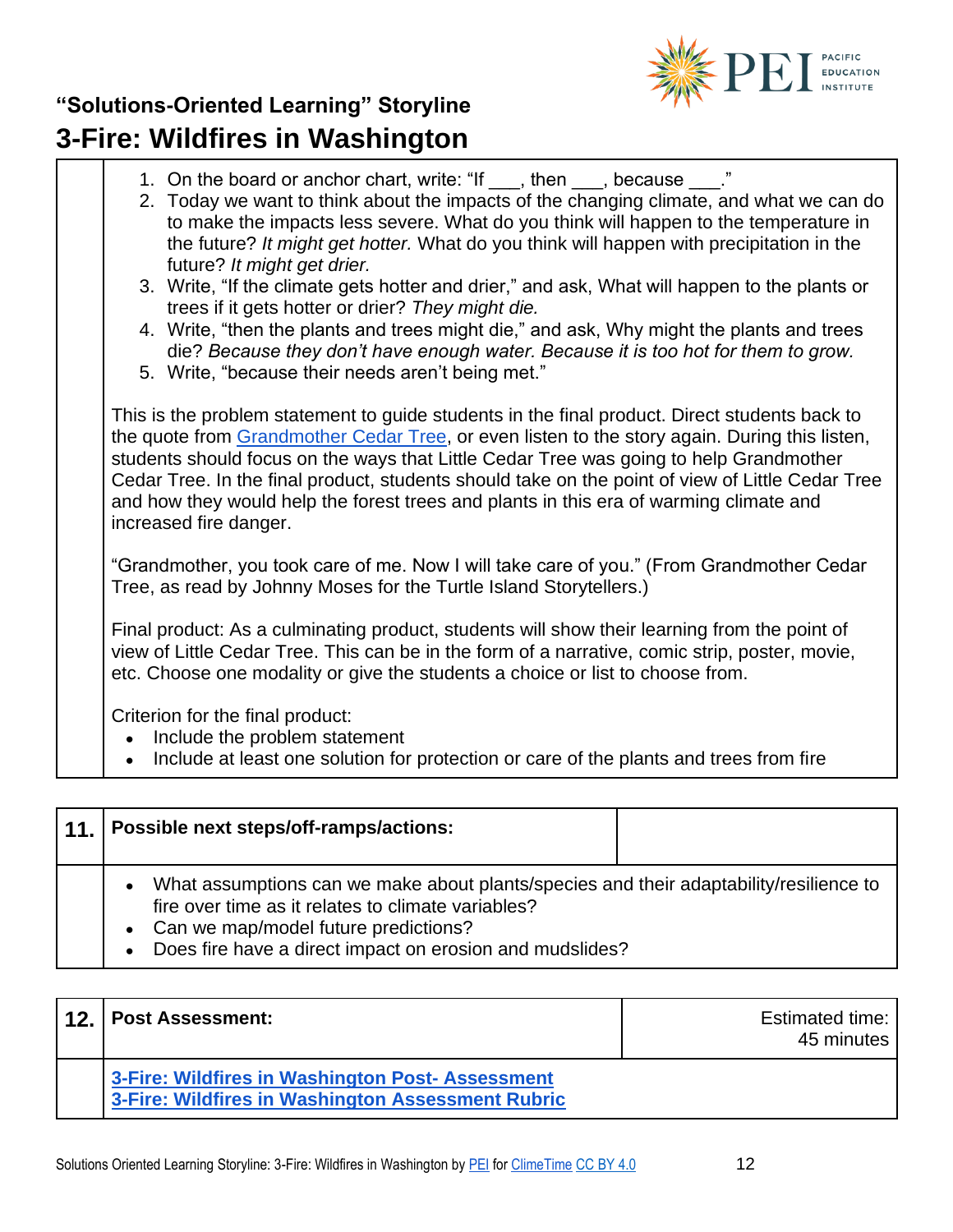## "Solutions-Oriented Learning" Storyline

# 3-Fire: Wildfires in Washington

1. On the board or anchor chart, write: "If ___, then ___, because ___."
2. Today we want to think about the impacts of the changing climate, and what we can do to make the impacts less severe. What do you think will happen to the temperature in the future? *It might get hotter.* What do you think will happen with precipitation in the future? *It might get drier.*
3. Write, "If the climate gets hotter and drier," and ask, What will happen to the plants or trees if it gets hotter or drier? *They might die.*
4. Write, "then the plants and trees might die," and ask, Why might the plants and trees die? *Because they don't have enough water. Because it is too hot for them to grow.*
5. Write, "because their needs aren't being met."

This is the problem statement to guide students in the final product. Direct students back to the quote from [Grandmother Cedar Tree](), or even listen to the story again. During this listen, students should focus on the ways that Little Cedar Tree was going to help Grandmother Cedar Tree. In the final product, students should take on the point of view of Little Cedar Tree and how they would help the forest trees and plants in this era of warming climate and increased fire danger.

"Grandmother, you took care of me. Now I will take care of you." (From Grandmother Cedar Tree, as read by Johnny Moses for the Turtle Island Storytellers.)

Final product: As a culminating product, students will show their learning from the point of view of Little Cedar Tree. This can be in the form of a narrative, comic strip, poster, movie, etc. Choose one modality or give the students a choice or list to choose from.

Criterion for the final product:

- Include the problem statement
- Include at least one solution for protection or care of the plants and trees from fire

| 11. | Possible next steps/off-ramps/actions: | |
|---|---|---|
| | • What assumptions can we make about plants/species and their adaptability/resilience to fire over time as it relates to climate variables?<br>• Can we map/model future predictions?<br>• Does fire have a direct impact on erosion and mudslides? | |

| 12. | Post Assessment: | Estimated time: 45 minutes |
|---|---|---|
| | **[3-Fire: Wildfires in Washington Post- Assessment]()**<br>**[3-Fire: Wildfires in Washington Assessment Rubric]()** | |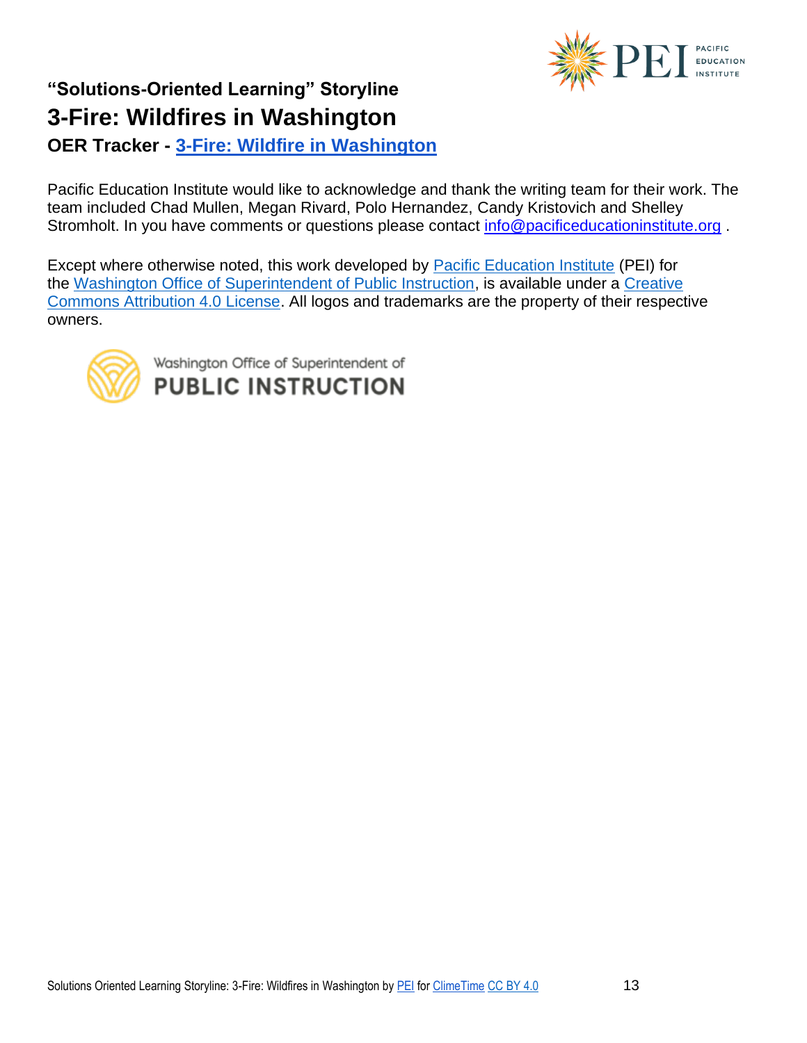**"Solutions-Oriented Learning" Storyline**

# 3-Fire: Wildfires in Washington

**OER Tracker - 3-Fire: Wildfire in Washington**

Pacific Education Institute would like to acknowledge and thank the writing team for their work. The team included Chad Mullen, Megan Rivard, Polo Hernandez, Candy Kristovich and Shelley Stromholt. In you have comments or questions please contact info@pacificeducationinstitute.org .

Except where otherwise noted, this work developed by Pacific Education Institute (PEI) for the Washington Office of Superintendent of Public Instruction, is available under a Creative Commons Attribution 4.0 License. All logos and trademarks are the property of their respective owners.